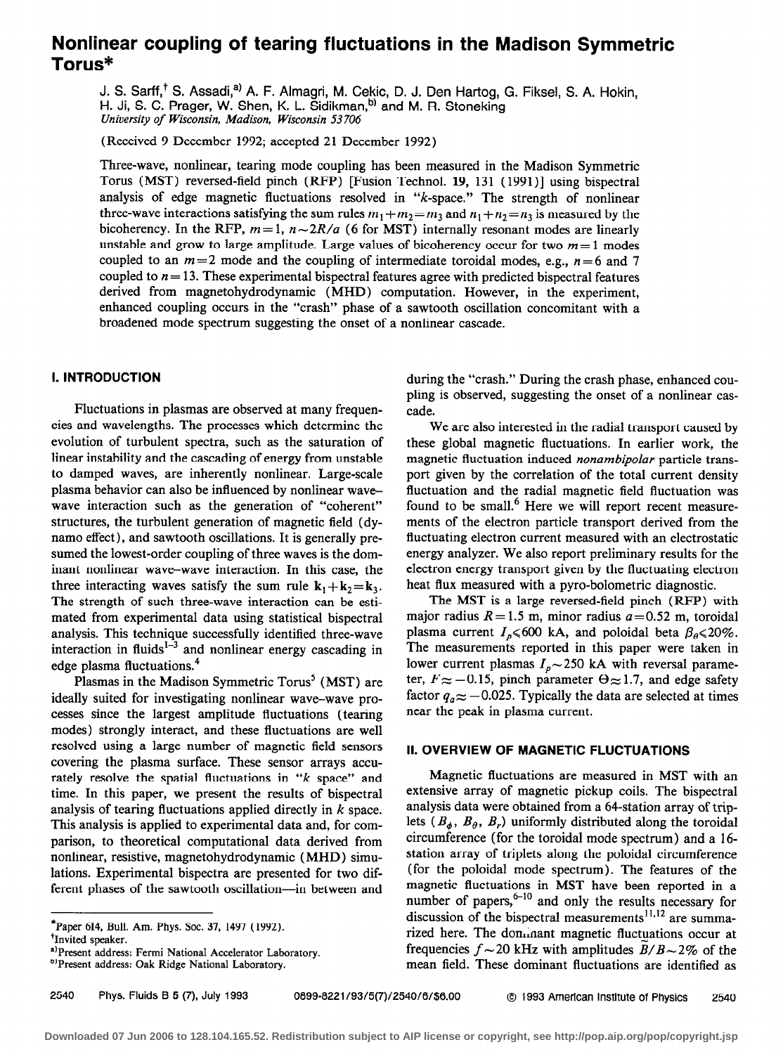# Nonlinear coupling of tearing fluctuations in the Madison Symmetric Torus*

J. S. Sarff,† S. Assadi,[a] A. F. Almagri, M. Cekic, D. J. Den Hartog, G. Fiksel, S. A. Hokin, H. Ji, S. C. Prager, W. Shen, K. L. Sidikman,[b] and M. R. Stoneking
*University of Wisconsin, Madison, Wisconsin 53706*

(Received 9 December 1992; accepted 21 December 1992)

Three-wave, nonlinear, tearing mode coupling has been measured in the Madison Symmetric Torus (MST) reversed-field pinch (RFP) [Fusion Technol. **19**, 131 (1991)] using bispectral analysis of edge magnetic fluctuations resolved in "*k*-space." The strength of nonlinear three-wave interactions satisfying the sum rules $m_1+m_2=m_3$ and $n_1+n_2=n_3$ is measured by the bicoherency. In the RFP, $m=1$, $n\sim 2R/a$ (6 for MST) internally resonant modes are linearly unstable and grow to large amplitude. Large values of bicoherency occur for two $m=1$ modes coupled to an $m=2$ mode and the coupling of intermediate toroidal modes, e.g., $n=6$ and 7 coupled to $n=13$. These experimental bispectral features agree with predicted bispectral features derived from magnetohydrodynamic (MHD) computation. However, in the experiment, enhanced coupling occurs in the "crash" phase of a sawtooth oscillation concomitant with a broadened mode spectrum suggesting the onset of a nonlinear cascade.

## I. INTRODUCTION

Fluctuations in plasmas are observed at many frequencies and wavelengths. The processes which determine the evolution of turbulent spectra, such as the saturation of linear instability and the cascading of energy from unstable to damped waves, are inherently nonlinear. Large-scale plasma behavior can also be influenced by nonlinear wave–wave interaction such as the generation of "coherent" structures, the turbulent generation of magnetic field (dynamo effect), and sawtooth oscillations. It is generally presumed the lowest-order coupling of three waves is the dominant nonlinear wave–wave interaction. In this case, the three interacting waves satisfy the sum rule $\mathbf{k}_1+\mathbf{k}_2=\mathbf{k}_3$. The strength of such three-wave interaction can be estimated from experimental data using statistical bispectral analysis. This technique successfully identified three-wave interaction in fluids[1–3] and nonlinear energy cascading in edge plasma fluctuations.[4]

Plasmas in the Madison Symmetric Torus[5] (MST) are ideally suited for investigating nonlinear wave–wave processes since the largest amplitude fluctuations (tearing modes) strongly interact, and these fluctuations are well resolved using a large number of magnetic field sensors covering the plasma surface. These sensor arrays accurately resolve the spatial fluctuations in "*k* space" and time. In this paper, we present the results of bispectral analysis of tearing fluctuations applied directly in *k* space. This analysis is applied to experimental data and, for comparison, to theoretical computational data derived from nonlinear, resistive, magnetohydrodynamic (MHD) simulations. Experimental bispectra are presented for two different phases of the sawtooth oscillation—in between and during the "crash." During the crash phase, enhanced coupling is observed, suggesting the onset of a nonlinear cascade.

We are also interested in the radial transport caused by these global magnetic fluctuations. In earlier work, the magnetic fluctuation induced *nonambipolar* particle transport given by the correlation of the total current density fluctuation and the radial magnetic field fluctuation was found to be small.[6] Here we will report recent measurements of the electron particle transport derived from the fluctuating electron current measured with an electrostatic energy analyzer. We also report preliminary results for the electron energy transport given by the fluctuating electron heat flux measured with a pyro-bolometric diagnostic.

The MST is a large reversed-field pinch (RFP) with major radius $R=1.5$ m, minor radius $a=0.52$ m, toroidal plasma current $I_p \leqslant 600$ kA, and poloidal beta $\beta_\theta \leqslant 20\%$. The measurements reported in this paper were taken in lower current plasmas $I_p\sim 250$ kA with reversal parameter, $F\approx -0.15$, pinch parameter $\Theta\approx 1.7$, and edge safety factor $q_a\approx -0.025$. Typically the data are selected at times near the peak in plasma current.

## II. OVERVIEW OF MAGNETIC FLUCTUATIONS

Magnetic fluctuations are measured in MST with an extensive array of magnetic pickup coils. The bispectral analysis data were obtained from a 64-station array of triplets ($B_\phi$, $B_\theta$, $B_r$) uniformly distributed along the toroidal circumference (for the toroidal mode spectrum) and a 16-station array of triplets along the poloidal circumference (for the poloidal mode spectrum). The features of the magnetic fluctuations in MST have been reported in a number of papers,[6–10] and only the results necessary for discussion of the bispectral measurements[11,12] are summarized here. The dominant magnetic fluctuations occur at frequencies $f\sim 20$ kHz with amplitudes $\tilde{B}/B\sim 2\%$ of the mean field. These dominant fluctuations are identified as

*Paper 6I4, Bull. Am. Phys. Soc. **37**, 1497 (1992).
†Invited speaker.
[a]Present address: Fermi National Accelerator Laboratory.
[b]Present address: Oak Ridge National Laboratory.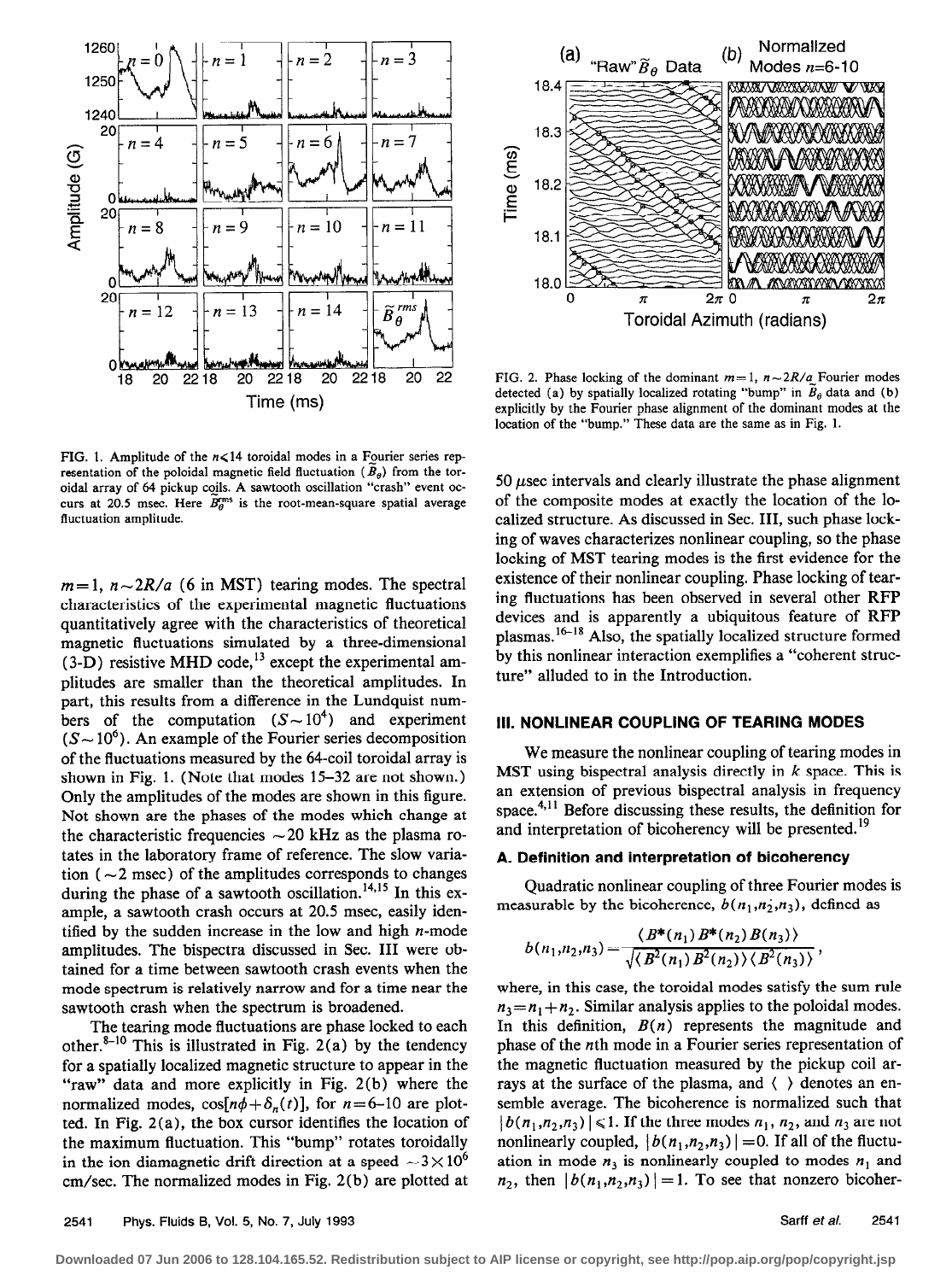FIG. 1. Amplitude of the $n \leq 14$ toroidal modes in a Fourier series representation of the poloidal magnetic field fluctuation ($\tilde{B}_\theta$) from the toroidal array of 64 pickup coils. A sawtooth oscillation "crash" event occurs at 20.5 msec. Here $\tilde{B}_\theta^{rms}$ is the root-mean-square spatial average fluctuation amplitude.

FIG. 2. Phase locking of the dominant $m=1$, $n \sim 2R/a$ Fourier modes detected (a) by spatially localized rotating "bump" in $\tilde{B}_\theta$ data and (b) explicitly by the Fourier phase alignment of the dominant modes at the location of the "bump." These data are the same as in Fig. 1.

$m=1$, $n \sim 2R/a$ (6 in MST) tearing modes. The spectral characteristics of the experimental magnetic fluctuations quantitatively agree with the characteristics of theoretical magnetic fluctuations simulated by a three-dimensional (3-D) resistive MHD code,[13] except the experimental amplitudes are smaller than the theoretical amplitudes. In part, this results from a difference in the Lundquist numbers of the computation ($S \sim 10^4$) and experiment ($S \sim 10^6$). An example of the Fourier series decomposition of the fluctuations measured by the 64-coil toroidal array is shown in Fig. 1. (Note that modes 15–32 are not shown.) Only the amplitudes of the modes are shown in this figure. Not shown are the phases of the modes which change at the characteristic frequencies $\sim 20$ kHz as the plasma rotates in the laboratory frame of reference. The slow variation ($\sim 2$ msec) of the amplitudes corresponds to changes during the phase of a sawtooth oscillation.[14,15] In this example, a sawtooth crash occurs at 20.5 msec, easily identified by the sudden increase in the low and high $n$-mode amplitudes. The bispectra discussed in Sec. III were obtained for a time between sawtooth crash events when the mode spectrum is relatively narrow and for a time near the sawtooth crash when the spectrum is broadened.

The tearing mode fluctuations are phase locked to each other.[8–10] This is illustrated in Fig. 2(a) by the tendency for a spatially localized magnetic structure to appear in the "raw" data and more explicitly in Fig. 2(b) where the normalized modes, $\cos[n\phi + \delta_n(t)]$, for $n=6$–10 are plotted. In Fig. 2(a), the box cursor identifies the location of the maximum fluctuation. This "bump" rotates toroidally in the ion diamagnetic drift direction at a speed $\sim 3 \times 10^6$ cm/sec. The normalized modes in Fig. 2(b) are plotted at 50 $\mu$sec intervals and clearly illustrate the phase alignment of the composite modes at exactly the location of the localized structure. As discussed in Sec. III, such phase locking of waves characterizes nonlinear coupling, so the phase locking of MST tearing modes is the first evidence for the existence of their nonlinear coupling. Phase locking of tearing fluctuations has been observed in several other RFP devices and is apparently a ubiquitous feature of RFP plasmas.[16–18] Also, the spatially localized structure formed by this nonlinear interaction exemplifies a "coherent structure" alluded to in the Introduction.

## III. NONLINEAR COUPLING OF TEARING MODES

We measure the nonlinear coupling of tearing modes in MST using bispectral analysis directly in $k$ space. This is an extension of previous bispectral analysis in frequency space.[4,11] Before discussing these results, the definition for and interpretation of bicoherency will be presented.[19]

### A. Definition and interpretation of bicoherency

Quadratic nonlinear coupling of three Fourier modes is measurable by the bicoherence, $b(n_1,n_2,n_3)$, defined as

$$b(n_1,n_2,n_3) = \frac{\langle B^*(n_1)\,B^*(n_2)\,B(n_3)\rangle}{\sqrt{\langle B^2(n_1)\,B^2(n_2)\rangle\langle B^2(n_3)\rangle}},$$

where, in this case, the toroidal modes satisfy the sum rule $n_3 = n_1 + n_2$. Similar analysis applies to the poloidal modes. In this definition, $B(n)$ represents the magnitude and phase of the $n$th mode in a Fourier series representation of the magnetic fluctuation measured by the pickup coil arrays at the surface of the plasma, and $\langle\ \rangle$ denotes an ensemble average. The bicoherence is normalized such that $|b(n_1,n_2,n_3)| \leq 1$. If the three modes $n_1$, $n_2$, and $n_3$ are not nonlinearly coupled, $|b(n_1,n_2,n_3)| = 0$. If all of the fluctuation in mode $n_3$ is nonlinearly coupled to modes $n_1$ and $n_2$, then $|b(n_1,n_2,n_3)| = 1$. To see that nonzero bicoher-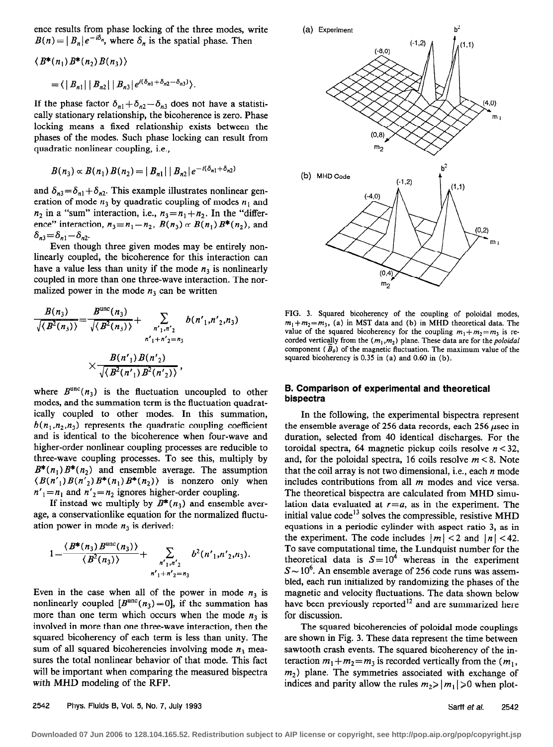ence results from phase locking of the three modes, write $B(n)=|B_n|e^{-i\delta_n}$, where $\delta_n$ is the spatial phase. Then

$$\langle B^*(n_1)B^*(n_2)B(n_3)\rangle$$

$$=\langle |B_{n1}||B_{n2}||B_{n3}|e^{i(\delta_{n1}+\delta_{n2}-\delta_{n3})}\rangle.$$

If the phase factor $\delta_{n1}+\delta_{n2}-\delta_{n3}$ does not have a statistically stationary relationship, the bicoherence is zero. Phase locking means a fixed relationship exists between the phases of the modes. Such phase locking can result from quadratic nonlinear coupling, i.e.,

$$B(n_3)\propto B(n_1)B(n_2)=|B_{n1}||B_{n2}|e^{-i(\delta_{n1}+\delta_{n2})}$$

and $\delta_{n3}=\delta_{n1}+\delta_{n2}$. This example illustrates nonlinear generation of mode $n_3$ by quadratic coupling of modes $n_1$ and $n_2$ in a "sum" interaction, i.e., $n_3=n_1+n_2$. In the "difference" interaction, $n_3=n_1-n_2$, $B(n_3)\propto B(n_1)B^*(n_2)$, and $\delta_{n3}=\delta_{n1}-\delta_{n2}$.

Even though three given modes may be entirely nonlinearly coupled, the bicoherence for this interaction can have a value less than unity if the mode $n_3$ is nonlinearly coupled in more than one three-wave interaction. The normalized power in the mode $n_3$ can be written

$$\frac{B(n_3)}{\sqrt{\langle B^2(n_3)\rangle}}=\frac{B^{\text{unc}}(n_3)}{\sqrt{\langle B^2(n_3)\rangle}}+\sum_{\substack{n'_1,n'_2\\ n'_1+n'_2=n_3}} b(n'_1,n'_2,n_3)\times\frac{B(n'_1)B(n'_2)}{\sqrt{\langle B^2(n'_1)B^2(n'_2)\rangle}},$$

where $B^{\text{unc}}(n_3)$ is the fluctuation uncoupled to other modes, and the summation term is the fluctuation quadratically coupled to other modes. In this summation, $b(n_1,n_2,n_3)$ represents the quadratic coupling coefficient and is identical to the bicoherence when four-wave and higher-order nonlinear coupling processes are reducible to three-wave coupling processes. To see this, multiply by $B^*(n_1)B^*(n_2)$ and ensemble average. The assumption $\langle B(n'_1)B(n'_2)B^*(n_1)B^*(n_2)\rangle$ is nonzero only when $n'_1=n_1$ and $n'_2=n_2$ ignores higher-order coupling.

If instead we multiply by $B^*(n_3)$ and ensemble average, a conservationlike equation for the normalized fluctuation power in mode $n_3$ is derived:

$$1-\frac{\langle B^*(n_3)B^{\text{unc}}(n_3)\rangle}{\langle B^2(n_3)\rangle}+\sum_{\substack{n'_1,n'_2\\ n'_1+n'_2=n_3}} b^2(n'_1,n'_2,n_3).$$

Even in the case when all of the power in mode $n_3$ is nonlinearly coupled $[B^{\text{unc}}(n_3)=0]$, if the summation has more than one term which occurs when the mode $n_3$ is involved in more than one three-wave interaction, then the squared bicoherency of each term is less than unity. The sum of all squared bicoherencies involving mode $n_3$ measures the total nonlinear behavior of that mode. This fact will be important when comparing the measured bispectra with MHD modeling of the RFP.

FIG. 3. Squared bicoherency of the coupling of poloidal modes, $m_1+m_2=m_3$, (a) in MST data and (b) in MHD theoretical data. The value of the squared bicoherency for the coupling $m_1+m_2=m_3$ is recorded vertically from the $(m_1,m_2)$ plane. These data are for the *poloidal* component ($\tilde{B}_\theta$) of the magnetic fluctuation. The maximum value of the squared bicoherency is 0.35 in (a) and 0.60 in (b).

## B. Comparison of experimental and theoretical bispectra

In the following, the experimental bispectra represent the ensemble average of 256 data records, each 256 $\mu$sec in duration, selected from 40 identical discharges. For the toroidal spectra, 64 magnetic pickup coils resolve $n<32$, and, for the poloidal spectra, 16 coils resolve $m<8$. Note that the coil array is not two dimensional, i.e., each $n$ mode includes contributions from all $m$ modes and vice versa. The theoretical bispectra are calculated from MHD simulation data evaluated at $r=a$, as in the experiment. The initial value code[13] solves the compressible, resistive MHD equations in a periodic cylinder with aspect ratio 3, as in the experiment. The code includes $|m|<2$ and $|n|<42$. To save computational time, the Lundquist number for the theoretical data is $S=10^4$ whereas in the experiment $S\sim10^6$. An ensemble average of 256 code runs was assembled, each run initialized by randomizing the phases of the magnetic and velocity fluctuations. The data shown below have been previously reported[12] and are summarized here for discussion.

The squared bicoherencies of poloidal mode couplings are shown in Fig. 3. These data represent the time between sawtooth crash events. The squared bicoherency of the interaction $m_1+m_2=m_3$ is recorded vertically from the $(m_1, m_2)$ plane. The symmetries associated with exchange of indices and parity allow the rules $m_2\geqslant|m_1|\geqslant0$ when plot-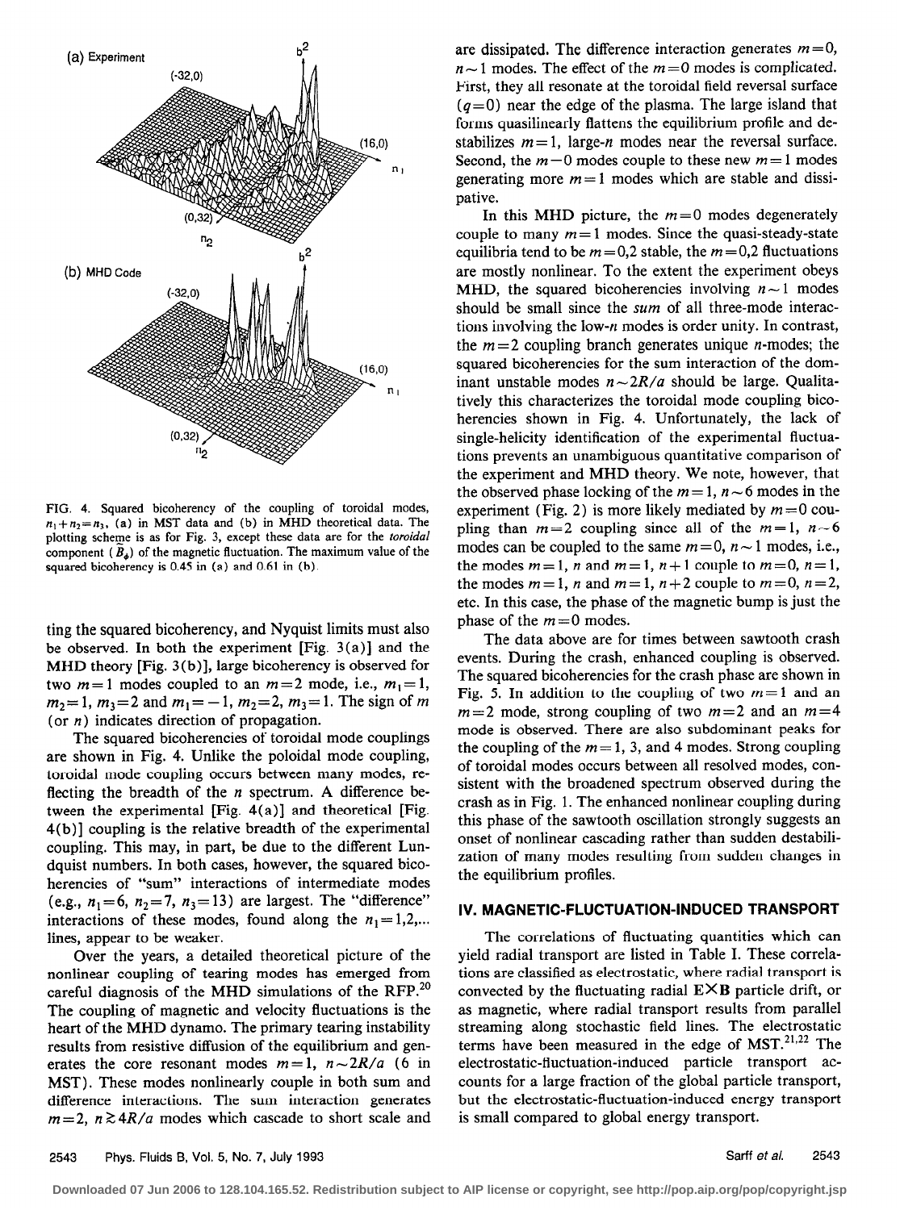FIG. 4. Squared bicoherency of the coupling of toroidal modes, $n_1+n_2=n_3$, (a) in MST data and (b) in MHD theoretical data. The plotting scheme is as for Fig. 3, except these data are for the *toroidal* component ($\tilde{B}_\phi$) of the magnetic fluctuation. The maximum value of the squared bicoherency is 0.45 in (a) and 0.61 in (b).

ting the squared bicoherency, and Nyquist limits must also be observed. In both the experiment [Fig. 3(a)] and the MHD theory [Fig. 3(b)], large bicoherency is observed for two $m=1$ modes coupled to an $m=2$ mode, i.e., $m_1=1$, $m_2=1$, $m_3=2$ and $m_1=-1$, $m_2=2$, $m_3=1$. The sign of $m$ (or $n$) indicates direction of propagation.

The squared bicoherencies of toroidal mode couplings are shown in Fig. 4. Unlike the poloidal mode coupling, toroidal mode coupling occurs between many modes, reflecting the breadth of the $n$ spectrum. A difference between the experimental [Fig. 4(a)] and theoretical [Fig. 4(b)] coupling is the relative breadth of the experimental coupling. This may, in part, be due to the different Lundquist numbers. In both cases, however, the squared bicoherencies of "sum" interactions of intermediate modes (e.g., $n_1=6$, $n_2=7$, $n_3=13$) are largest. The "difference" interactions of these modes, found along the $n_1=1,2,\ldots$ lines, appear to be weaker.

Over the years, a detailed theoretical picture of the nonlinear coupling of tearing modes has emerged from careful diagnosis of the MHD simulations of the RFP.[20] The coupling of magnetic and velocity fluctuations is the heart of the MHD dynamo. The primary tearing instability results from resistive diffusion of the equilibrium and generates the core resonant modes $m=1$, $n\sim 2R/a$ (6 in MST). These modes nonlinearly couple in both sum and difference interactions. The sum interaction generates $m=2$, $n\gtrsim 4R/a$ modes which cascade to short scale and are dissipated. The difference interaction generates $m=0$, $n\sim 1$ modes. The effect of the $m=0$ modes is complicated. First, they all resonate at the toroidal field reversal surface ($q=0$) near the edge of the plasma. The large island that forms quasilinearly flattens the equilibrium profile and destabilizes $m=1$, large-$n$ modes near the reversal surface. Second, the $m=0$ modes couple to these new $m=1$ modes generating more $m=1$ modes which are stable and dissipative.

In this MHD picture, the $m=0$ modes degenerately couple to many $m=1$ modes. Since the quasi-steady-state equilibria tend to be $m=0,2$ stable, the $m=0,2$ fluctuations are mostly nonlinear. To the extent the experiment obeys MHD, the squared bicoherencies involving $n\sim 1$ modes should be small since the *sum* of all three-mode interactions involving the low-$n$ modes is order unity. In contrast, the $m=2$ coupling branch generates unique $n$-modes; the squared bicoherencies for the sum interaction of the dominant unstable modes $n\sim 2R/a$ should be large. Qualitatively this characterizes the toroidal mode coupling bicoherencies shown in Fig. 4. Unfortunately, the lack of single-helicity identification of the experimental fluctuations prevents an unambiguous quantitative comparison of the experiment and MHD theory. We note, however, that the observed phase locking of the $m=1$, $n\sim 6$ modes in the experiment (Fig. 2) is more likely mediated by $m=0$ coupling than $m=2$ coupling since all of the $m=1$, $n\sim 6$ modes can be coupled to the same $m=0$, $n\sim 1$ modes, i.e., the modes $m=1$, $n$ and $m=1$, $n+1$ couple to $m=0$, $n=1$, the modes $m=1$, $n$ and $m=1$, $n+2$ couple to $m=0$, $n=2$, etc. In this case, the phase of the magnetic bump is just the phase of the $m=0$ modes.

The data above are for times between sawtooth crash events. During the crash, enhanced coupling is observed. The squared bicoherencies for the crash phase are shown in Fig. 5. In addition to the coupling of two $m=1$ and an $m=2$ mode, strong coupling of two $m=2$ and an $m=4$ mode is observed. There are also subdominant peaks for the coupling of the $m=1$, 3, and 4 modes. Strong coupling of toroidal modes occurs between all resolved modes, consistent with the broadened spectrum observed during the crash as in Fig. 1. The enhanced nonlinear coupling during this phase of the sawtooth oscillation strongly suggests an onset of nonlinear cascading rather than sudden destabilization of many modes resulting from sudden changes in the equilibrium profiles.

## IV. MAGNETIC-FLUCTUATION-INDUCED TRANSPORT

The correlations of fluctuating quantities which can yield radial transport are listed in Table I. These correlations are classified as electrostatic, where radial transport is convected by the fluctuating radial $\mathbf{E}\times\mathbf{B}$ particle drift, or as magnetic, where radial transport results from parallel streaming along stochastic field lines. The electrostatic terms have been measured in the edge of MST.[21,22] The electrostatic-fluctuation-induced particle transport accounts for a large fraction of the global particle transport, but the electrostatic-fluctuation-induced energy transport is small compared to global energy transport.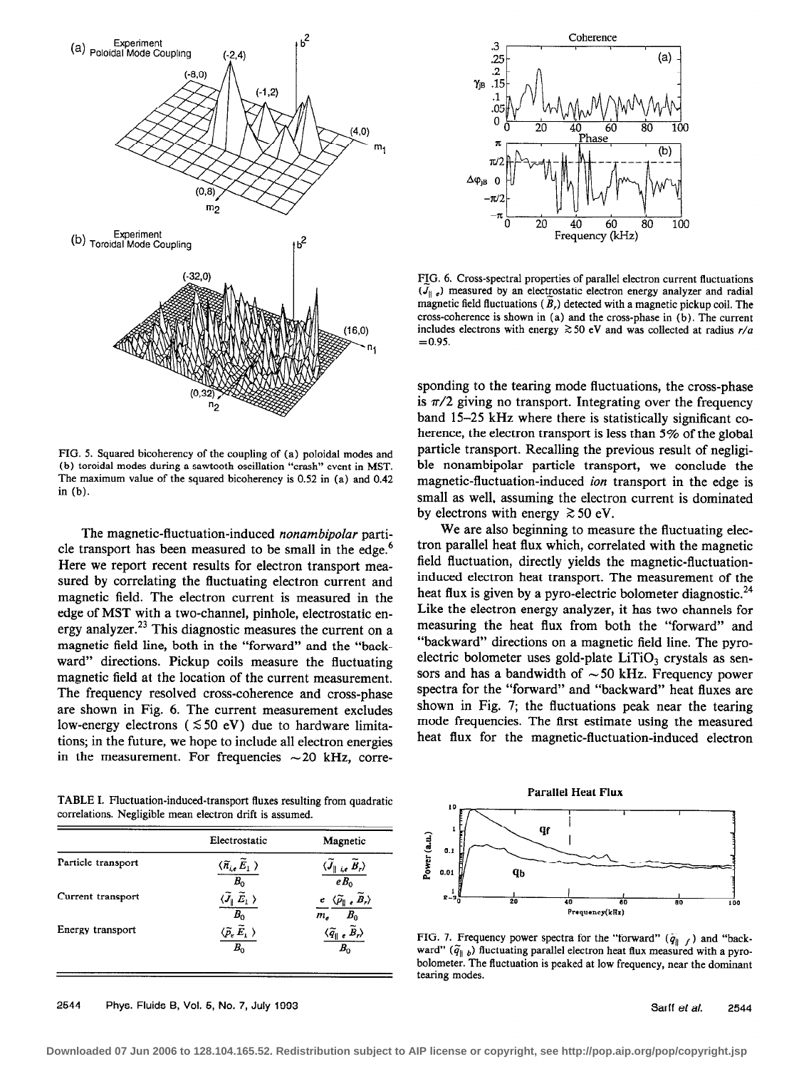FIG. 5. Squared bicoherency of the coupling of (a) poloidal modes and (b) toroidal modes during a sawtooth oscillation "crash" event in MST. The maximum value of the squared bicoherency is 0.52 in (a) and 0.42 in (b).

The magnetic-fluctuation-induced *nonambipolar* particle transport has been measured to be small in the edge.[6] Here we report recent results for electron transport measured by correlating the fluctuating electron current and magnetic field. The electron current is measured in the edge of MST with a two-channel, pinhole, electrostatic energy analyzer.[23] This diagnostic measures the current on a magnetic field line, both in the "forward" and the "backward" directions. Pickup coils measure the fluctuating magnetic field at the location of the current measurement. The frequency resolved cross-coherence and cross-phase are shown in Fig. 6. The current measurement excludes low-energy electrons ($\lesssim 50$ eV) due to hardware limitations; in the future, we hope to include all electron energies in the measurement. For frequencies $\sim 20$ kHz, corresponding to the tearing mode fluctuations, the cross-phase is $\pi/2$ giving no transport. Integrating over the frequency band 15–25 kHz where there is statistically significant coherence, the electron transport is less than 5% of the global particle transport. Recalling the previous result of negligible nonambipolar particle transport, we conclude the magnetic-fluctuation-induced *ion* transport in the edge is small as well, assuming the electron current is dominated by electrons with energy $\gtrsim 50$ eV.

FIG. 6. Cross-spectral properties of parallel electron current fluctuations ($\tilde{J}_{\parallel e}$) measured by an electrostatic electron energy analyzer and radial magnetic field fluctuations ($\tilde{B}_r$) detected with a magnetic pickup coil. The cross-coherence is shown in (a) and the cross-phase in (b). The current includes electrons with energy $\gtrsim 50$ eV and was collected at radius $r/a = 0.95$.

We are also beginning to measure the fluctuating electron parallel heat flux which, correlated with the magnetic field fluctuation, directly yields the magnetic-fluctuation-induced electron heat transport. The measurement of the heat flux is given by a pyro-electric bolometer diagnostic.[24] Like the electron energy analyzer, it has two channels for measuring the heat flux from both the "forward" and "backward" directions on a magnetic field line. The pyro-electric bolometer uses gold-plate $LiTiO_3$ crystals as sensors and has a bandwidth of $\sim 50$ kHz. Frequency power spectra for the "forward" and "backward" heat fluxes are shown in Fig. 7; the fluctuations peak near the tearing mode frequencies. The first estimate using the measured heat flux for the magnetic-fluctuation-induced electron

TABLE I. Fluctuation-induced-transport fluxes resulting from quadratic correlations. Negligible mean electron drift is assumed.

| | Electrostatic | Magnetic |
|---|---|---|
| Particle transport | $\dfrac{\langle \tilde{n}_{i,e} \tilde{E}_\perp \rangle}{B_0}$ | $\dfrac{\langle \tilde{J}_{\parallel\, i,e} \tilde{B}_r \rangle}{e B_0}$ |
| Current transport | $\dfrac{\langle \tilde{J}_\parallel \tilde{E}_\perp \rangle}{B_0}$ | $\dfrac{e}{m_e} \dfrac{\langle \tilde{p}_{\parallel\, e} \tilde{B}_r \rangle}{B_0}$ |
| Energy transport | $\dfrac{\langle \tilde{p}_e \tilde{E}_\perp \rangle}{B_0}$ | $\dfrac{\langle \tilde{q}_{\parallel\, e} \tilde{B}_r \rangle}{B_0}$ |

FIG. 7. Frequency power spectra for the "forward" ($\tilde{q}_{\parallel f}$) and "backward" ($\tilde{q}_{\parallel b}$) fluctuating parallel electron heat flux measured with a pyro-bolometer. The fluctuation is peaked at low frequency, near the dominant tearing modes.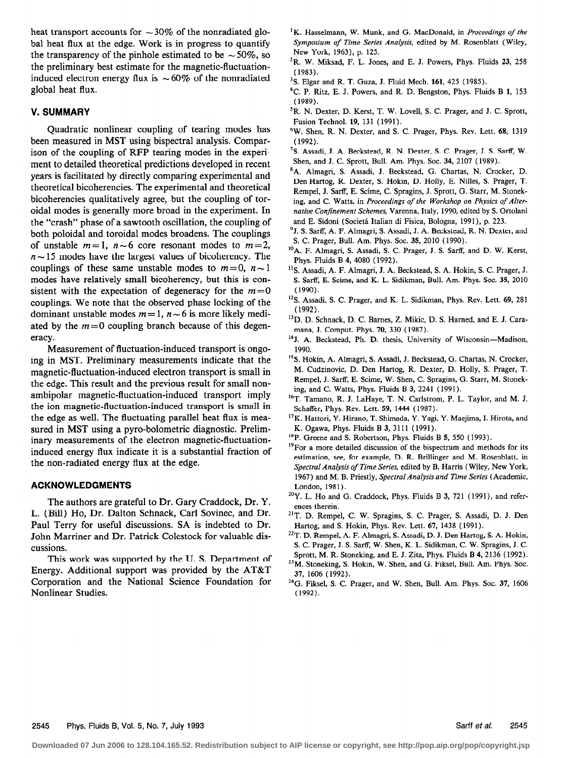heat transport accounts for $\sim 30\%$ of the nonradiated global heat flux at the edge. Work is in progress to quantify the transparency of the pinhole estimated to be $\sim 50\%$, so the preliminary best estimate for the magnetic-fluctuation-induced electron energy flux is $\sim 60\%$ of the nonradiated global heat flux.

## V. SUMMARY

Quadratic nonlinear coupling of tearing modes has been measured in MST using bispectral analysis. Comparison of the coupling of RFP tearing modes in the experiment to detailed theoretical predictions developed in recent years is facilitated by directly comparing experimental and theoretical bicoherencies. The experimental and theoretical bicoherencies qualitatively agree, but the coupling of toroidal modes is generally more broad in the experiment. In the "crash" phase of a sawtooth oscillation, the coupling of both poloidal and toroidal modes broadens. The couplings of unstable $m=1$, $n\sim 6$ core resonant modes to $m=2$, $n\sim 15$ modes have the largest values of bicoherency. The couplings of these same unstable modes to $m=0$, $n\sim 1$ modes have relatively small bicoherency, but this is consistent with the expectation of degeneracy for the $m=0$ couplings. We note that the observed phase locking of the dominant unstable modes $m=1$, $n\sim 6$ is more likely mediated by the $m=0$ coupling branch because of this degeneracy.

Measurement of fluctuation-induced transport is ongoing in MST. Preliminary measurements indicate that the magnetic-fluctuation-induced electron transport is small in the edge. This result and the previous result for small nonambipolar magnetic-fluctuation-induced transport imply the ion magnetic-fluctuation-induced transport is small in the edge as well. The fluctuating parallel heat flux is measured in MST using a pyro-bolometric diagnostic. Preliminary measurements of the electron magnetic-fluctuation-induced energy flux indicate it is a substantial fraction of the non-radiated energy flux at the edge.

## ACKNOWLEDGMENTS

The authors are grateful to Dr. Gary Craddock, Dr. Y. L. (Bill) Ho, Dr. Dalton Schnack, Carl Sovinec, and Dr. Paul Terry for useful discussions. SA is indebted to Dr. John Marriner and Dr. Patrick Colestock for valuable discussions.

This work was supported by the U. S. Department of Energy. Additional support was provided by the AT&T Corporation and the National Science Foundation for Nonlinear Studies.

[1] K. Hasselmann, W. Munk, and G. MacDonald, in *Proceedings of the Symposium of Time Series Analysis*, edited by M. Rosenblatt (Wiley, New York, 1963), p. 125.

[2] R. W. Miksad, F. L. Jones, and E. J. Powers, Phys. Fluids **23**, 258 (1983).

[3] S. Elgar and R. T. Guza, J. Fluid Mech. **161**, 425 (1985).

[4] C. P. Ritz, E. J. Powers, and R. D. Bengston, Phys. Fluids B **1**, 153 (1989).

[5] R. N. Dexter, D. Kerst, T. W. Lovell, S. C. Prager, and J. C. Sprott, Fusion Technol. **19**, 131 (1991).

[6] W. Shen, R. N. Dexter, and S. C. Prager, Phys. Rev. Lett. **68**, 1319 (1992).

[7] S. Assadi, J. A. Beckstead, R. N. Dexter, S. C. Prager, J. S. Sarff, W. Shen, and J. C. Sprott, Bull. Am. Phys. Soc. **34**, 2107 (1989).

[8] A. Almagri, S. Assadi, J. Beckstead, G. Chartas, N. Crocker, D. Den Hartog, R. Dexter, S. Hokin, D. Holly, E. Nilles, S. Prager, T. Rempel, J. Sarff, E. Scime, C. Spragins, J. Sprott, G. Starr, M. Stoneking, and C. Watts, in *Proceedings of the Workshop on Physics of Alternative Confinement Schemes*, Varenna, Italy, 1990, edited by S. Ortolani and E. Sidoni (Societá Italian di Fisica, Bologna, 1991), p. 223.

[9] J. S. Sarff, A. F. Almagri, S. Assadi, J. A. Beckstead, R. N. Dexter, and S. C. Prager, Bull. Am. Phys. Soc. **35**, 2010 (1990).

[10] A. F. Almagri, S. Assadi, S. C. Prager, J. S. Sarff, and D. W. Kerst, Phys. Fluids B **4**, 4080 (1992).

[11] S. Assadi, A. F. Almagri, J. A. Beckstead, S. A. Hokin, S. C. Prager, J. S. Sarff, E. Scime, and K. L. Sidikman, Bull. Am. Phys. Soc. **35**, 2010 (1990).

[12] S. Assadi, S. C. Prager, and K. L. Sidikman, Phys. Rev. Lett. **69**, 281 (1992).

[13] D. D. Schnack, D. C. Barnes, Z. Mikic, D. S. Harned, and E. J. Caramana, J. Comput. Phys. **70**, 330 (1987).

[14] J. A. Beckstead, Ph. D. thesis, University of Wisconsin—Madison, 1990.

[15] S. Hokin, A. Almagri, S. Assadi, J. Beckstead, G. Chartas, N. Crocker, M. Cudzinovic, D. Den Hartog, R. Dexter, D. Holly, S. Prager, T. Rempel, J. Sarff, E. Scime, W. Shen, C. Spragins, G. Starr, M. Stoneking, and C. Watts, Phys. Fluids B **3**, 2241 (1991).

[16] T. Tamano, R. J. LaHaye, T. N. Carlstrom, P. L. Taylor, and M. J. Schaffer, Phys. Rev. Lett. **59**, 1444 (1987).

[17] K. Hattori, Y. Hirano, T. Shimada, Y. Yagi, Y. Maejima, I. Hirota, and K. Ogawa, Phys. Fluids B **3**, 3111 (1991).

[18] P. Greene and S. Robertson, Phys. Fluids B **5**, 550 (1993).

[19] For a more detailed discussion of the bispectrum and methods for its estimation, see, for example, D. R. Brillinger and M. Rosenblatt, in *Spectral Analysis of Time Series*, edited by B. Harris (Wiley, New York, 1967) and M. B. Priestly, *Spectral Analysis and Time Series* (Academic, London, 1981).

[20] Y. L. Ho and G. Craddock, Phys. Fluids B **3**, 721 (1991), and references therein.

[21] T. D. Rempel, C. W. Spragins, S. C. Prager, S. Assadi, D. J. Den Hartog, and S. Hokin, Phys. Rev. Lett. **67**, 1438 (1991).

[22] T. D. Rempel, A. F. Almagri, S. Assadi, D. J. Den Hartog, S. A. Hokin, S. C. Prager, J. S. Sarff, W. Shen, K. L. Sidikman, C. W. Spragins, J. C. Sprott, M. R. Stoneking, and E. J. Zita, Phys. Fluids B **4**, 2136 (1992).

[23] M. Stoneking, S. Hokin, W. Shen, and G. Fiksel, Bull. Am. Phys. Soc. **37**, 1606 (1992).

[24] G. Fiksel, S. C. Prager, and W. Shen, Bull. Am. Phys. Soc. **37**, 1606 (1992).

Downloaded 07 Jun 2006 to 128.104.165.52. Redistribution subject to AIP license or copyright, see http://pop.aip.org/pop/copyright.jsp